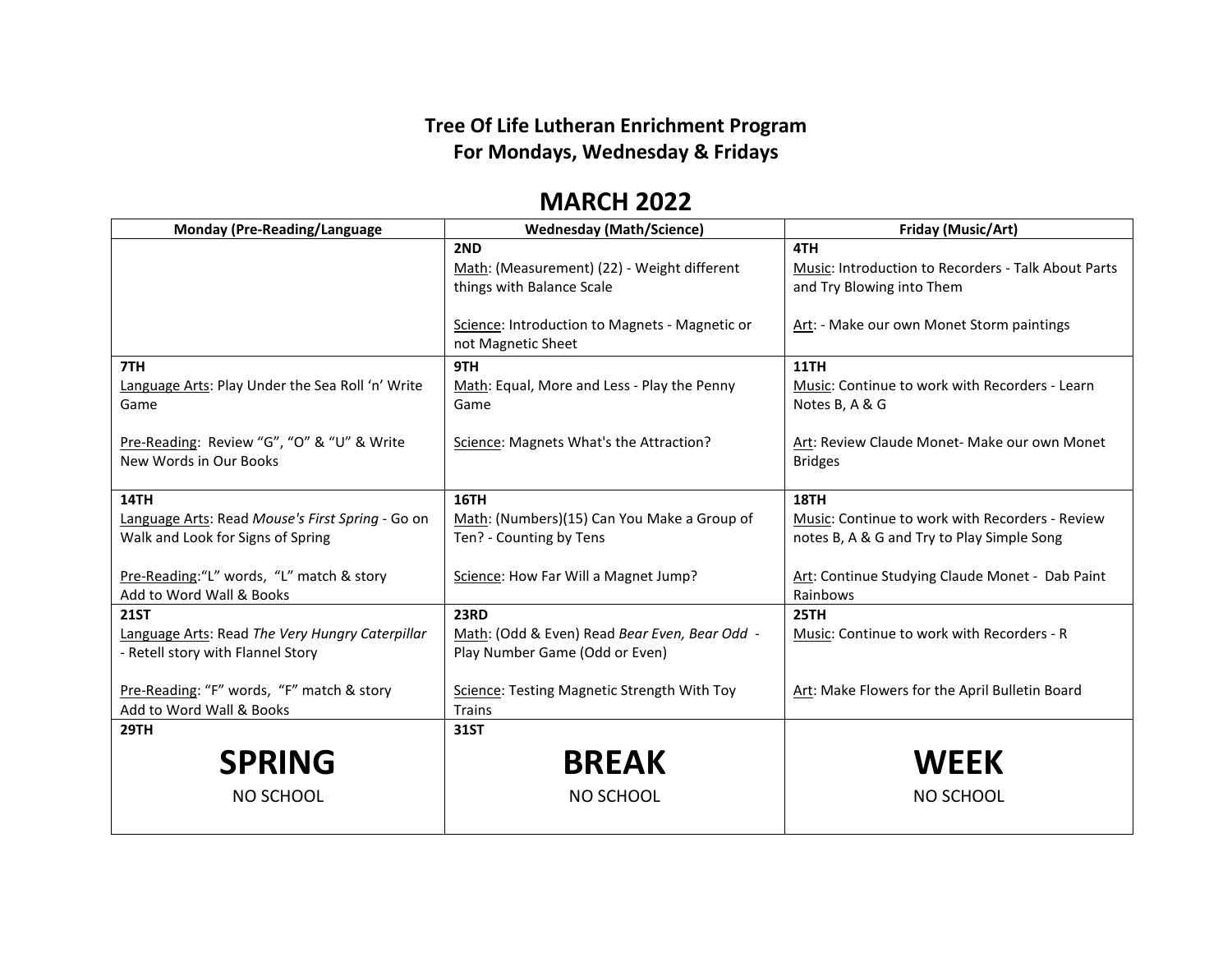**Tree Of Life Lutheran Enrichment Program**
**For Mondays, Wednesday & Fridays**

# MARCH 2022

| Monday (Pre-Reading/Language | Wednesday (Math/Science) | Friday (Music/Art) |
|---|---|---|
| | **2ND**<br>Math: (Measurement) (22) - Weight different things with Balance Scale<br><br>Science: Introduction to Magnets - Magnetic or not Magnetic Sheet | **4TH**<br>Music: Introduction to Recorders - Talk About Parts and Try Blowing into Them<br><br>Art: - Make our own Monet Storm paintings |
| **7TH**<br>Language Arts: Play Under the Sea Roll 'n' Write Game<br><br>Pre-Reading: Review "G", "O" & "U" & Write New Words in Our Books | **9TH**<br>Math: Equal, More and Less - Play the Penny Game<br><br>Science: Magnets What's the Attraction? | **11TH**<br>Music: Continue to work with Recorders - Learn Notes B, A & G<br><br>Art: Review Claude Monet- Make our own Monet Bridges |
| **14TH**<br>Language Arts: Read *Mouse's First Spring* - Go on Walk and Look for Signs of Spring<br><br>Pre-Reading:"L" words, "L" match & story<br>Add to Word Wall & Books | **16TH**<br>Math: (Numbers)(15) Can You Make a Group of Ten? - Counting by Tens<br><br>Science: How Far Will a Magnet Jump? | **18TH**<br>Music: Continue to work with Recorders - Review notes B, A & G and Try to Play Simple Song<br><br>Art: Continue Studying Claude Monet - Dab Paint Rainbows |
| **21ST**<br>Language Arts: Read *The Very Hungry Caterpillar* - Retell story with Flannel Story<br><br>Pre-Reading: "F" words, "F" match & story<br>Add to Word Wall & Books | **23RD**<br>Math: (Odd & Even) Read *Bear Even, Bear Odd* - Play Number Game (Odd or Even)<br><br>Science: Testing Magnetic Strength With Toy Trains | **25TH**<br>Music: Continue to work with Recorders - R<br><br>Art: Make Flowers for the April Bulletin Board |
| **29TH**<br>**SPRING**<br>NO SCHOOL | **31ST**<br>**BREAK**<br>NO SCHOOL | **WEEK**<br>NO SCHOOL |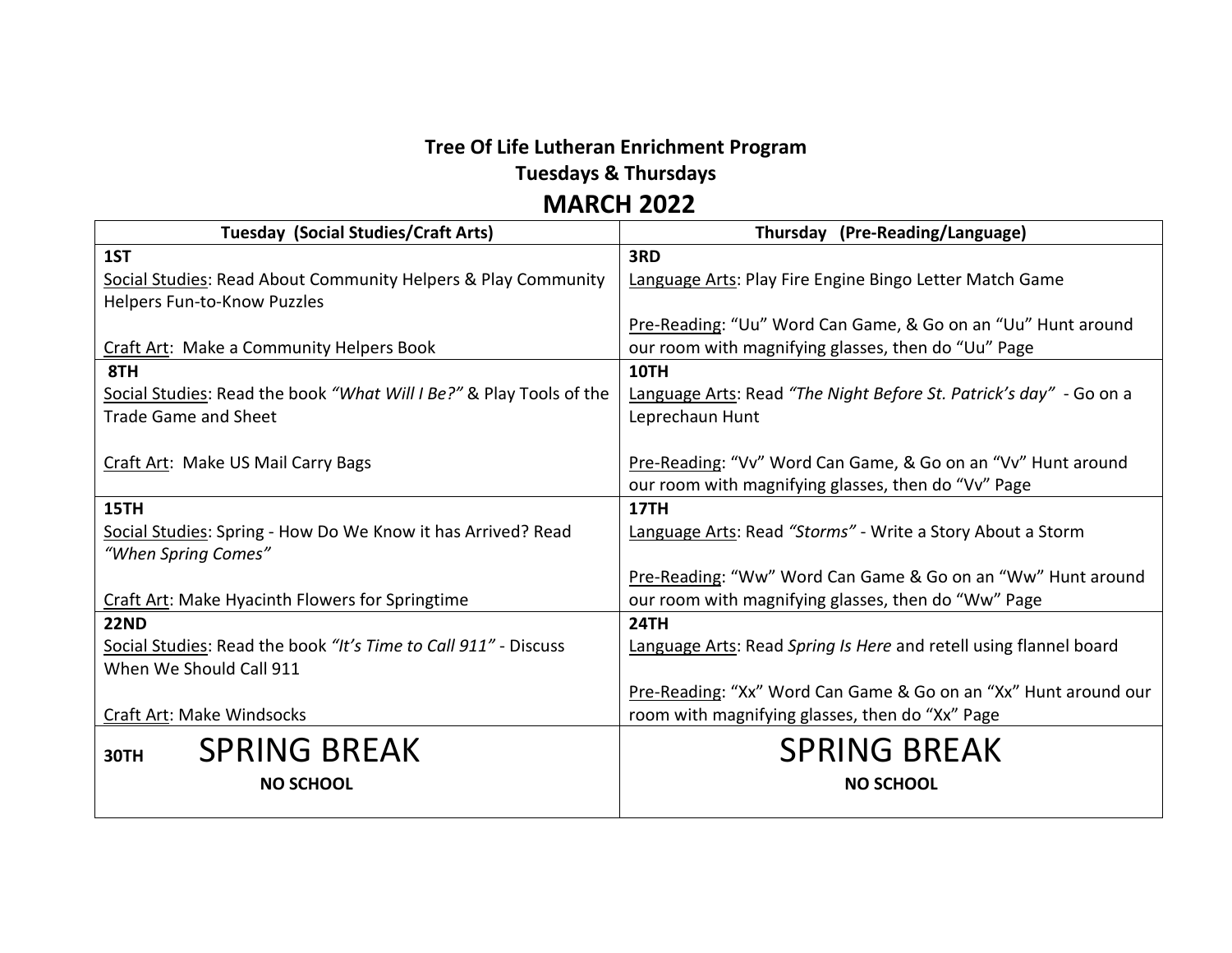**Tree Of Life Lutheran Enrichment Program**

**Tuesdays & Thursdays**

## MARCH 2022

| Tuesday (Social Studies/Craft Arts) | Thursday (Pre-Reading/Language) |
|---|---|
| **1ST**<br>Social Studies: Read About Community Helpers & Play Community Helpers Fun-to-Know Puzzles<br><br>Craft Art: Make a Community Helpers Book | **3RD**<br>Language Arts: Play Fire Engine Bingo Letter Match Game<br><br>Pre-Reading: "Uu" Word Can Game, & Go on an "Uu" Hunt around our room with magnifying glasses, then do "Uu" Page |
| **8TH**<br>Social Studies: Read the book *"What Will I Be?"* & Play Tools of the Trade Game and Sheet<br><br>Craft Art: Make US Mail Carry Bags | **10TH**<br>Language Arts: Read *"The Night Before St. Patrick's day"* - Go on a Leprechaun Hunt<br><br>Pre-Reading: "Vv" Word Can Game, & Go on an "Vv" Hunt around our room with magnifying glasses, then do "Vv" Page |
| **15TH**<br>Social Studies: Spring - How Do We Know it has Arrived? Read *"When Spring Comes"*<br><br>Craft Art: Make Hyacinth Flowers for Springtime | **17TH**<br>Language Arts: Read *"Storms"* - Write a Story About a Storm<br><br>Pre-Reading: "Ww" Word Can Game & Go on an "Ww" Hunt around our room with magnifying glasses, then do "Ww" Page |
| **22ND**<br>Social Studies: Read the book *"It's Time to Call 911"* - Discuss When We Should Call 911<br><br>Craft Art: Make Windsocks | **24TH**<br>Language Arts: Read *Spring Is Here* and retell using flannel board<br><br>Pre-Reading: "Xx" Word Can Game & Go on an "Xx" Hunt around our room with magnifying glasses, then do "Xx" Page |
| **30TH** SPRING BREAK<br>**NO SCHOOL** | SPRING BREAK<br>**NO SCHOOL** |